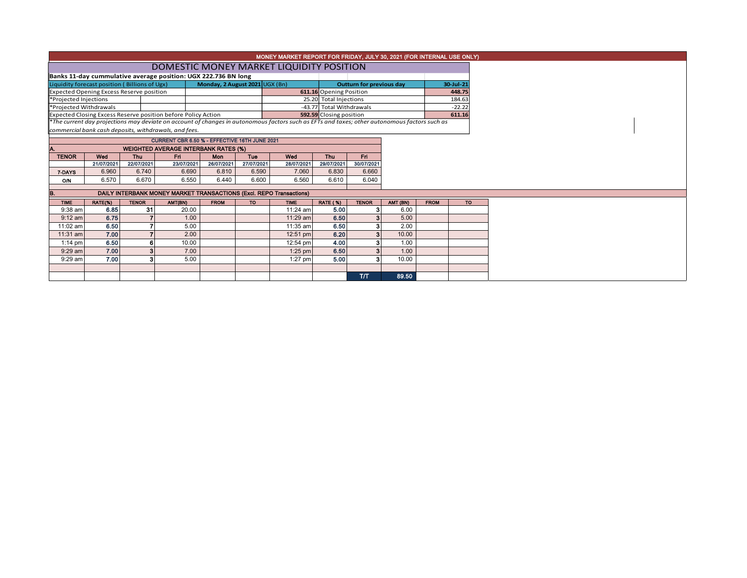# MONEY MARKET REPORT FOR FRIDAY, JULY 30, 2021 (FOR INTERNAL USE ONLY)

## DOMESTIC MONEY MARKET LIQUIDITY POSITION

**Banks 11-day cummulative average position: UGX 222.736 BN long**

| Liquidity forecast position ( Billions of Ugx) | Monday, 2 August 2021 UGX (Bn) | Outturn for previous day | 30-Jul-21 |
|---|---|---|---|
| Expected Opening Excess Reserve position | 611.16 | Opening Position | 448.75 |
| *Projected Injections | 25.20 | Total Injections | 184.63 |
| *Projected Withdrawals | -43.77 | Total Withdrawals | -22.22 |
| Expected Closing Excess Reserve position before Policy Action | 592.59 | Closing position | 611.16 |

*The current day projections may deviate on account of changes in autonomous factors such as EFTs and taxes; other autonomous factors such as commercial bank cash deposits, withdrawals, and fees.*

**CURRENT CBR 6.50 % - EFFECTIVE 16TH JUNE 2021**

### A. WEIGHTED AVERAGE INTERBANK RATES (%)

| TENOR | Wed 21/07/2021 | Thu 22/07/2021 | Fri 23/07/2021 | Mon 26/07/2021 | Tue 27/07/2021 | Wed 28/07/2021 | Thu 29/07/2021 | Fri 30/07/2021 |
|---|---|---|---|---|---|---|---|---|
| 7-DAYS | 6.960 | 6.740 | 6.690 | 6.810 | 6.590 | 7.060 | 6.830 | 6.660 |
| O/N | 6.570 | 6.670 | 6.550 | 6.440 | 6.600 | 6.560 | 6.610 | 6.040 |

### B. DAILY INTERBANK MONEY MARKET TRANSACTIONS (Excl. REPO Transactions)

| TIME | RATE(%) | TENOR | AMT(BN) | FROM | TO | TIME | RATE ( %) | TENOR | AMT (BN) | FROM | TO |
|---|---|---|---|---|---|---|---|---|---|---|---|
| 9:38 am | 6.85 | 31 | 20.00 | | | 11:24 am | 5.00 | 3 | 6.00 | | |
| 9:12 am | 6.75 | 7 | 1.00 | | | 11:29 am | 6.50 | 3 | 5.00 | | |
| 11:02 am | 6.50 | 7 | 5.00 | | | 11:35 am | 6.50 | 3 | 2.00 | | |
| 11:31 am | 7.00 | 7 | 2.00 | | | 12:51 pm | 6.20 | 3 | 10.00 | | |
| 1:14 pm | 6.50 | 6 | 10.00 | | | 12:54 pm | 4.00 | 3 | 1.00 | | |
| 9:29 am | 7.00 | 3 | 7.00 | | | 1:25 pm | 6.50 | 3 | 1.00 | | |
| 9:29 am | 7.00 | 3 | 5.00 | | | 1:27 pm | 5.00 | 3 | 10.00 | | |
| | | | | | | | | | | | |
| | | | | | | | | T/T | 89.50 | | |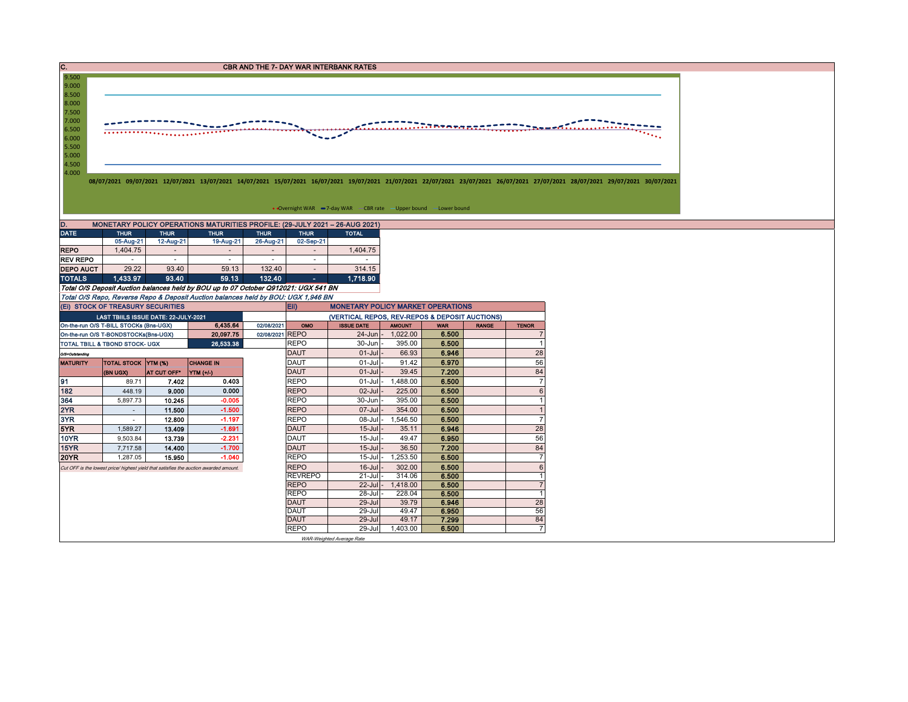## C. CBR AND THE 7- DAY WAR INTERBANK RATES

9.500
9.000
8.500
8.000
7.500
7.000
6.500
6.000
5.500
5.000
4.500
4.000

08/07/2021 09/07/2021 12/07/2021 13/07/2021 14/07/2021 15/07/2021 16/07/2021 19/07/2021 21/07/2021 22/07/2021 23/07/2021 26/07/2021 27/07/2021 28/07/2021 29/07/2021 30/07/2021

Overnight WAR — 7-day WAR — CBR rate — Upper bound — Lower bound

## D. MONETARY POLICY OPERATIONS MATURITIES PROFILE: (29-JULY 2021 – 26-AUG 2021)

| DATE | THUR | THUR | THUR | THUR | THUR | TOTAL |
|---|---|---|---|---|---|---|
| | 05-Aug-21 | 12-Aug-21 | 19-Aug-21 | 26-Aug-21 | 02-Sep-21 | |
| REPO | 1,404.75 | - | - | - | - | 1,404.75 |
| REV REPO | - | - | - | - | - | - |
| DEPO AUCT | 29.22 | 93.40 | 59.13 | 132.40 | - | 314.15 |
| TOTALS | 1,433.97 | 93.40 | 59.13 | 132.40 | - | 1,718.90 |

*Total O/S Deposit Auction balances held by BOU up to 07 October Q912021: UGX 541 BN*

*Total O/S Repo, Reverse Repo & Deposit Auction balances held by BOU: UGX 1,946 BN*

### (Ei) STOCK OF TREASURY SECURITIES

| LAST TBIILS ISSUE DATE: 22-JULY-2021 | | |
|---|---|---|
| On-the-run O/S T-BILL STOCKs (Bns-UGX) | 6,435.64 | 02/08/2021 |
| On-the-run O/S T-BONDSTOCKs(Bns-UGX) | 20,097.75 | 02/08/2021 |
| TOTAL TBILL & TBOND STOCK- UGX | 26,533.38 | |

*O/S=Outstanding*

| MATURITY | TOTAL STOCK (BN UGX) | YTM (%) AT CUT OFF* | CHANGE IN YTM (+/-) |
|---|---|---|---|
| 91 | 89.71 | 7.402 | 0.403 |
| 182 | 448.19 | 9.000 | 0.000 |
| 364 | 5,897.73 | 10.245 | -0.005 |
| 2YR | - | 11.500 | -1.500 |
| 3YR | - | 12.800 | -1.197 |
| 5YR | 1,589.27 | 13.409 | -1.691 |
| 10YR | 9,503.84 | 13.739 | -2.231 |
| 15YR | 7,717.58 | 14.400 | -1.700 |
| 20YR | 1,287.05 | 15.950 | -1.040 |

*Cut OFF is the lowest price/ highest yield that satisfies the auction awarded amount.*

### Eii) MONETARY POLICY MARKET OPERATIONS

(VERTICAL REPOS, REV-REPOS & DEPOSIT AUCTIONS)

| OMO | ISSUE DATE | AMOUNT | WAR | RANGE | TENOR |
|---|---|---|---|---|---|
| REPO | 24-Jun - | 1,022.00 | 6.500 | | 7 |
| REPO | 30-Jun - | 395.00 | 6.500 | | 1 |
| DAUT | 01-Jul - | 66.93 | 6.946 | | 28 |
| DAUT | 01-Jul - | 91.42 | 6.970 | | 56 |
| DAUT | 01-Jul - | 39.45 | 7.200 | | 84 |
| REPO | 01-Jul - | 1,488.00 | 6.500 | | 7 |
| REPO | 02-Jul - | 225.00 | 6.500 | | 6 |
| REPO | 30-Jun - | 395.00 | 6.500 | | 1 |
| REPO | 07-Jul - | 354.00 | 6.500 | | 1 |
| REPO | 08-Jul - | 1,546.50 | 6.500 | | 7 |
| DAUT | 15-Jul - | 35.11 | 6.946 | | 28 |
| DAUT | 15-Jul - | 49.47 | 6.950 | | 56 |
| DAUT | 15-Jul - | 36.50 | 7.200 | | 84 |
| REPO | 15-Jul - | 1,253.50 | 6.500 | | 7 |
| REPO | 16-Jul - | 302.00 | 6.500 | | 6 |
| REVREPO | 21-Jul - | 314.06 | 6.500 | | 1 |
| REPO | 22-Jul - | 1,418.00 | 6.500 | | 7 |
| REPO | 28-Jul - | 228.04 | 6.500 | | 1 |
| DAUT | 29-Jul | 39.79 | 6.946 | | 28 |
| DAUT | 29-Jul | 49.47 | 6.950 | | 56 |
| DAUT | 29-Jul | 49.17 | 7.299 | | 84 |
| REPO | 29-Jul | 1,403.00 | 6.500 | | 7 |

*WAR-Weighted Average Rate*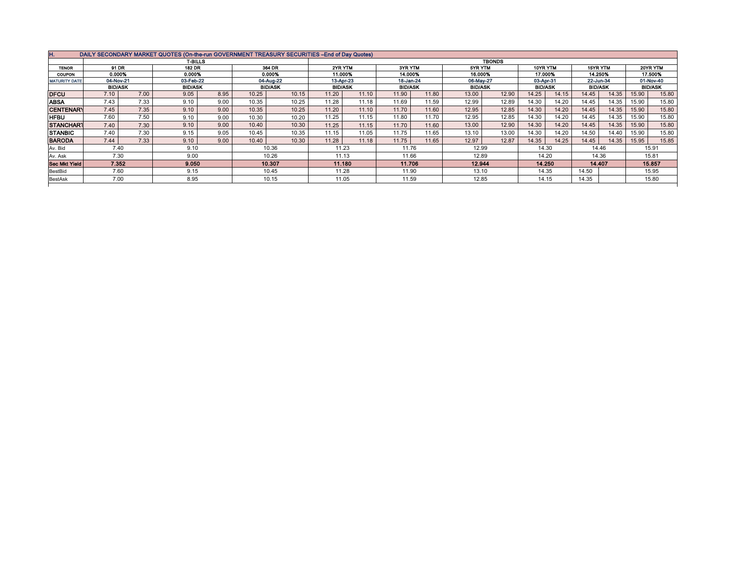## H. DAILY SECONDARY MARKET QUOTES (On-the-run GOVERNMENT TREASURY SECURITIES –End of Day Quotes)

| | T-BILLS | | | | | | TBONDS | | | | | | | | | | | |
|---|---|---|---|---|---|---|---|---|---|---|---|---|---|---|---|---|---|---|
| TENOR | 91 DR | | 182 DR | | 364 DR | | 2YR YTM | | 3YR YTM | | 5YR YTM | | 10YR YTM | | 15YR YTM | | 20YR YTM | |
| COUPON | 0.000% | | 0.000% | | 0.000% | | 11.000% | | 14.000% | | 16.000% | | 17.000% | | 14.250% | | 17.500% | |
| MATURITY DATE | 04-Nov-21 | | 03-Feb-22 | | 04-Aug-22 | | 13-Apr-23 | | 18-Jan-24 | | 06-May-27 | | 03-Apr-31 | | 22-Jun-34 | | 01-Nov-40 | |
| | BID/ASK | | BID/ASK | | BID/ASK | | BID/ASK | | BID/ASK | | BID/ASK | | BID/ASK | | BID/ASK | | BID/ASK | |
| **DFCU** | 7.10 | 7.00 | 9.05 | 8.95 | 10.25 | 10.15 | 11.20 | 11.10 | 11.90 | 11.80 | 13.00 | 12.90 | 14.25 | 14.15 | 14.45 | 14.35 | 15.90 | 15.80 |
| **ABSA** | 7.43 | 7.33 | 9.10 | 9.00 | 10.35 | 10.25 | 11.28 | 11.18 | 11.69 | 11.59 | 12.99 | 12.89 | 14.30 | 14.20 | 14.45 | 14.35 | 15.90 | 15.80 |
| **CENTENARY** | 7.45 | 7.35 | 9.10 | 9.00 | 10.35 | 10.25 | 11.20 | 11.10 | 11.70 | 11.60 | 12.95 | 12.85 | 14.30 | 14.20 | 14.45 | 14.35 | 15.90 | 15.80 |
| **HFBU** | 7.60 | 7.50 | 9.10 | 9.00 | 10.30 | 10.20 | 11.25 | 11.15 | 11.80 | 11.70 | 12.95 | 12.85 | 14.30 | 14.20 | 14.45 | 14.35 | 15.90 | 15.80 |
| **STANCHART** | 7.40 | 7.30 | 9.10 | 9.00 | 10.40 | 10.30 | 11.25 | 11.15 | 11.70 | 11.60 | 13.00 | 12.90 | 14.30 | 14.20 | 14.45 | 14.35 | 15.90 | 15.80 |
| **STANBIC** | 7.40 | 7.30 | 9.15 | 9.05 | 10.45 | 10.35 | 11.15 | 11.05 | 11.75 | 11.65 | 13.10 | 13.00 | 14.30 | 14.20 | 14.50 | 14.40 | 15.90 | 15.80 |
| **BARODA** | 7.44 | 7.33 | 9.10 | 9.00 | 10.40 | 10.30 | 11.28 | 11.18 | 11.75 | 11.65 | 12.97 | 12.87 | 14.35 | 14.25 | 14.45 | 14.35 | 15.95 | 15.85 |
| Av. Bid | 7.40 | | 9.10 | | 10.36 | | 11.23 | | 11.76 | | 12.99 | | 14.30 | | 14.46 | | 15.91 | |
| Av. Ask | 7.30 | | 9.00 | | 10.26 | | 11.13 | | 11.66 | | 12.89 | | 14.20 | | 14.36 | | 15.81 | |
| **Sec Mkt Yield** | **7.352** | | **9.050** | | **10.307** | | **11.180** | | **11.706** | | **12.944** | | **14.250** | | **14.407** | | **15.857** | |
| BestBid | 7.60 | | 9.15 | | 10.45 | | 11.28 | | 11.90 | | 13.10 | | 14.35 | | 14.50 | | 15.95 | |
| BestAsk | 7.00 | | 8.95 | | 10.15 | | 11.05 | | 11.59 | | 12.85 | | 14.15 | | 14.35 | | 15.80 | |